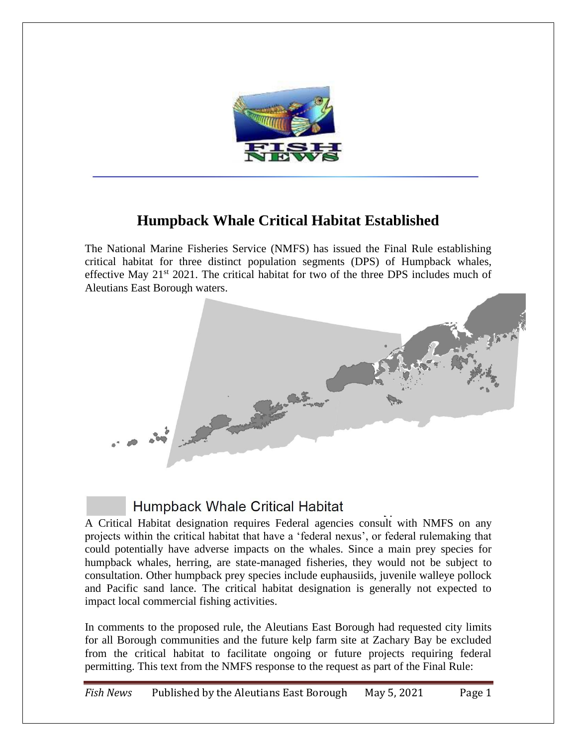# Humpback Whale Critical Habitat Established

The National Marine Fisheries Service (NMFS) has issued the Final Rule establishing critical habitat for three distinct population segments (DPS) of Humpback whales, effective May 21st 2021. The critical habitat for two of the three DPS includes much of Aleutians East Borough waters.

Humpback Whale Critical Habitat

A Critical Habitat designation requires Federal agencies consult with NMFS on any projects within the critical habitat that have a 'federal nexus', or federal rulemaking that could potentially have adverse impacts on the whales. Since a main prey species for humpback whales, herring, are state-managed fisheries, they would not be subject to consultation. Other humpback prey species include euphausiids, juvenile walleye pollock and Pacific sand lance. The critical habitat designation is generally not expected to impact local commercial fishing activities.

In comments to the proposed rule, the Aleutians East Borough had requested city limits for all Borough communities and the future kelp farm site at Zachary Bay be excluded from the critical habitat to facilitate ongoing or future projects requiring federal permitting. This text from the NMFS response to the request as part of the Final Rule: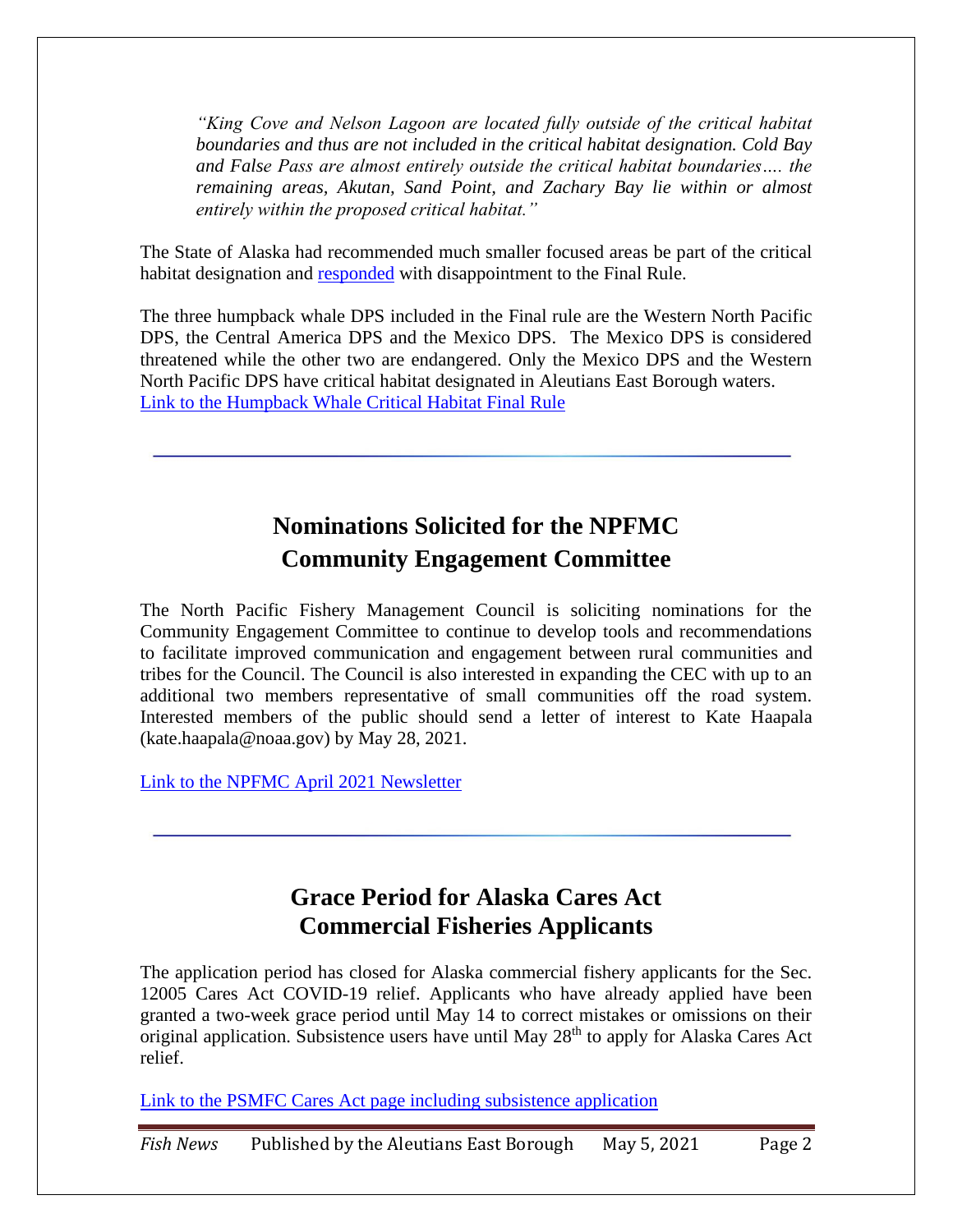> *"King Cove and Nelson Lagoon are located fully outside of the critical habitat boundaries and thus are not included in the critical habitat designation. Cold Bay and False Pass are almost entirely outside the critical habitat boundaries…. the remaining areas, Akutan, Sand Point, and Zachary Bay lie within or almost entirely within the proposed critical habitat."*

The State of Alaska had recommended much smaller focused areas be part of the critical habitat designation and responded with disappointment to the Final Rule.

The three humpback whale DPS included in the Final rule are the Western North Pacific DPS, the Central America DPS and the Mexico DPS. The Mexico DPS is considered threatened while the other two are endangered. Only the Mexico DPS and the Western North Pacific DPS have critical habitat designated in Aleutians East Borough waters.
Link to the Humpback Whale Critical Habitat Final Rule

---

## Nominations Solicited for the NPFMC Community Engagement Committee

The North Pacific Fishery Management Council is soliciting nominations for the Community Engagement Committee to continue to develop tools and recommendations to facilitate improved communication and engagement between rural communities and tribes for the Council. The Council is also interested in expanding the CEC with up to an additional two members representative of small communities off the road system. Interested members of the public should send a letter of interest to Kate Haapala (kate.haapala@noaa.gov) by May 28, 2021.

Link to the NPFMC April 2021 Newsletter

---

## Grace Period for Alaska Cares Act Commercial Fisheries Applicants

The application period has closed for Alaska commercial fishery applicants for the Sec. 12005 Cares Act COVID-19 relief. Applicants who have already applied have been granted a two-week grace period until May 14 to correct mistakes or omissions on their original application. Subsistence users have until May 28th to apply for Alaska Cares Act relief.

Link to the PSMFC Cares Act page including subsistence application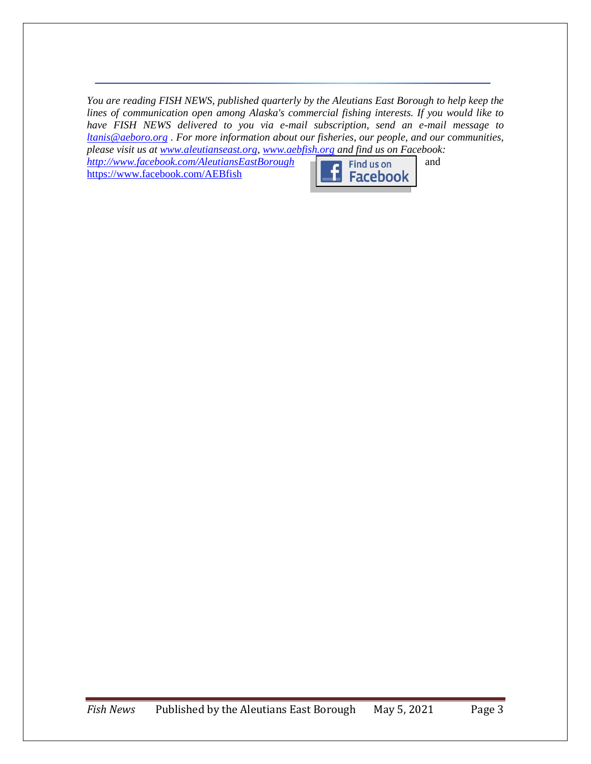*You are reading FISH NEWS, published quarterly by the Aleutians East Borough to help keep the lines of communication open among Alaska's commercial fishing interests. If you would like to have FISH NEWS delivered to you via e-mail subscription, send an e-mail message to ltanis@aeboro.org . For more information about our fisheries, our people, and our communities, please visit us at www.aleutianseast.org, www.aebfish.org and find us on Facebook: http://www.facebook.com/AleutiansEastBorough* and https://www.facebook.com/AEBfish